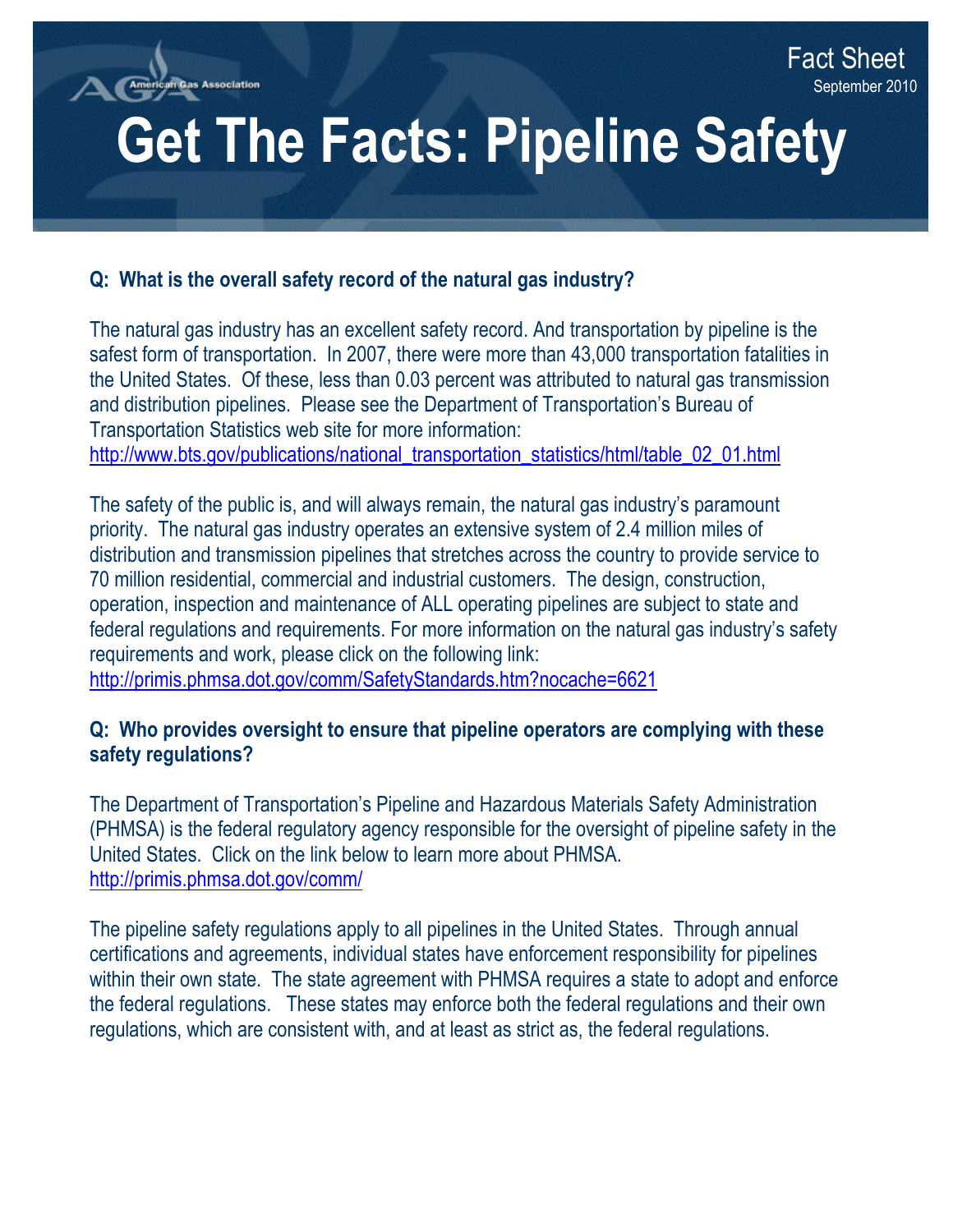American Gas Association

Fact Sheet
September 2010

# Get The Facts: Pipeline Safety

**Q: What is the overall safety record of the natural gas industry?**

The natural gas industry has an excellent safety record. And transportation by pipeline is the safest form of transportation. In 2007, there were more than 43,000 transportation fatalities in the United States. Of these, less than 0.03 percent was attributed to natural gas transmission and distribution pipelines. Please see the Department of Transportation's Bureau of Transportation Statistics web site for more information:
http://www.bts.gov/publications/national_transportation_statistics/html/table_02_01.html

The safety of the public is, and will always remain, the natural gas industry's paramount priority. The natural gas industry operates an extensive system of 2.4 million miles of distribution and transmission pipelines that stretches across the country to provide service to 70 million residential, commercial and industrial customers. The design, construction, operation, inspection and maintenance of ALL operating pipelines are subject to state and federal regulations and requirements. For more information on the natural gas industry's safety requirements and work, please click on the following link:
http://primis.phmsa.dot.gov/comm/SafetyStandards.htm?nocache=6621

**Q: Who provides oversight to ensure that pipeline operators are complying with these safety regulations?**

The Department of Transportation's Pipeline and Hazardous Materials Safety Administration (PHMSA) is the federal regulatory agency responsible for the oversight of pipeline safety in the United States. Click on the link below to learn more about PHMSA.
http://primis.phmsa.dot.gov/comm/

The pipeline safety regulations apply to all pipelines in the United States. Through annual certifications and agreements, individual states have enforcement responsibility for pipelines within their own state. The state agreement with PHMSA requires a state to adopt and enforce the federal regulations. These states may enforce both the federal regulations and their own regulations, which are consistent with, and at least as strict as, the federal regulations.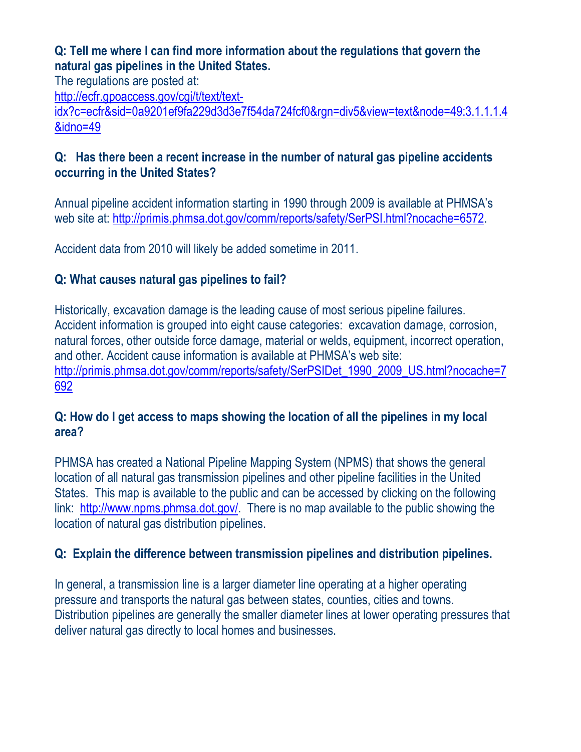**Q: Tell me where I can find more information about the regulations that govern the natural gas pipelines in the United States.**

The regulations are posted at:
http://ecfr.gpoaccess.gov/cgi/t/text/text-idx?c=ecfr&sid=0a9201ef9fa229d3d3e7f54da724fcf0&rgn=div5&view=text&node=49:3.1.1.1.4&idno=49

**Q: Has there been a recent increase in the number of natural gas pipeline accidents occurring in the United States?**

Annual pipeline accident information starting in 1990 through 2009 is available at PHMSA's web site at: http://primis.phmsa.dot.gov/comm/reports/safety/SerPSI.html?nocache=6572.

Accident data from 2010 will likely be added sometime in 2011.

**Q: What causes natural gas pipelines to fail?**

Historically, excavation damage is the leading cause of most serious pipeline failures. Accident information is grouped into eight cause categories: excavation damage, corrosion, natural forces, other outside force damage, material or welds, equipment, incorrect operation, and other. Accident cause information is available at PHMSA's web site: http://primis.phmsa.dot.gov/comm/reports/safety/SerPSIDet_1990_2009_US.html?nocache=7692

**Q: How do I get access to maps showing the location of all the pipelines in my local area?**

PHMSA has created a National Pipeline Mapping System (NPMS) that shows the general location of all natural gas transmission pipelines and other pipeline facilities in the United States. This map is available to the public and can be accessed by clicking on the following link: http://www.npms.phmsa.dot.gov/. There is no map available to the public showing the location of natural gas distribution pipelines.

**Q: Explain the difference between transmission pipelines and distribution pipelines.**

In general, a transmission line is a larger diameter line operating at a higher operating pressure and transports the natural gas between states, counties, cities and towns. Distribution pipelines are generally the smaller diameter lines at lower operating pressures that deliver natural gas directly to local homes and businesses.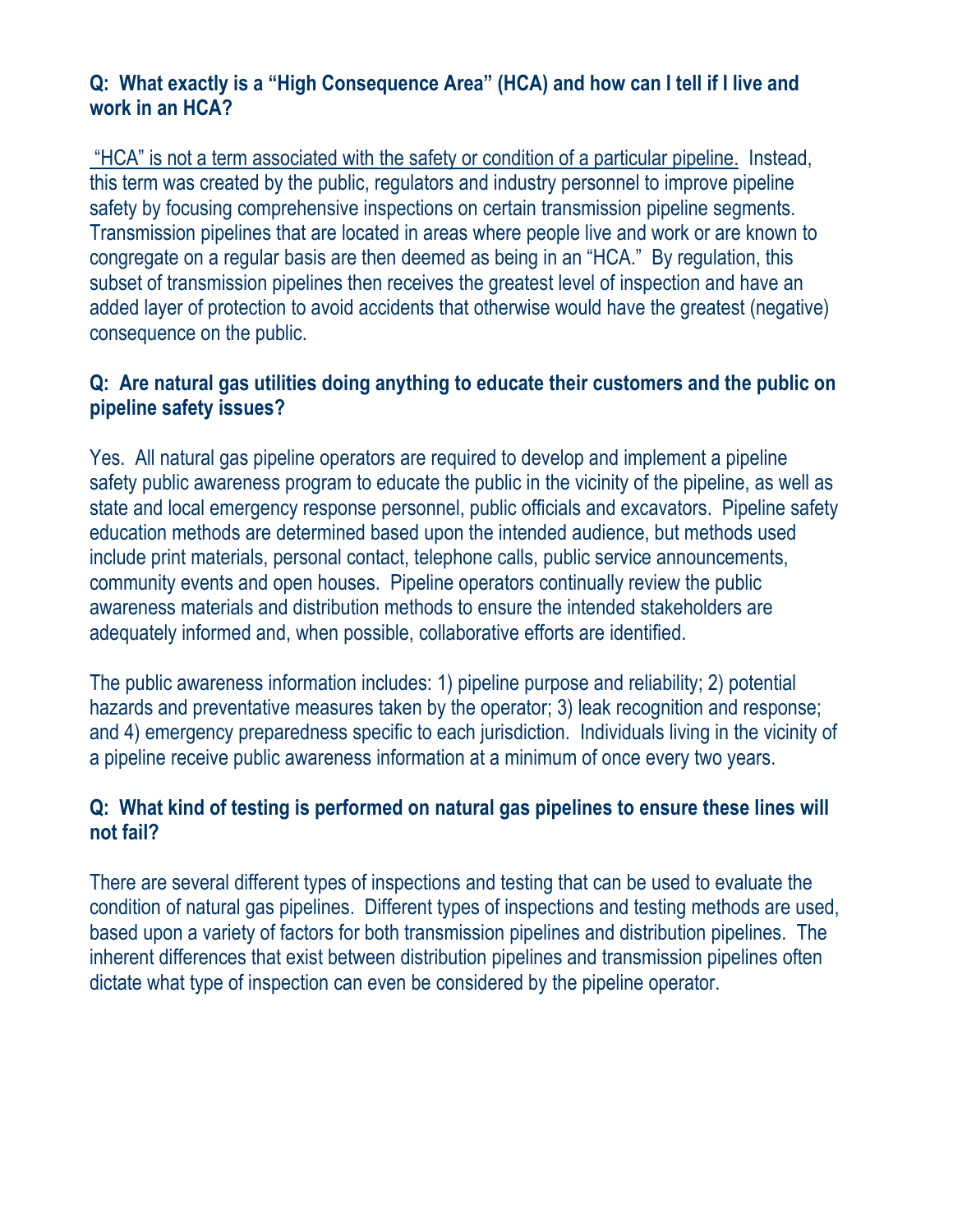**Q: What exactly is a "High Consequence Area" (HCA) and how can I tell if I live and work in an HCA?**

<u>"HCA" is not a term associated with the safety or condition of a particular pipeline.</u> Instead, this term was created by the public, regulators and industry personnel to improve pipeline safety by focusing comprehensive inspections on certain transmission pipeline segments. Transmission pipelines that are located in areas where people live and work or are known to congregate on a regular basis are then deemed as being in an "HCA." By regulation, this subset of transmission pipelines then receives the greatest level of inspection and have an added layer of protection to avoid accidents that otherwise would have the greatest (negative) consequence on the public.

**Q: Are natural gas utilities doing anything to educate their customers and the public on pipeline safety issues?**

Yes. All natural gas pipeline operators are required to develop and implement a pipeline safety public awareness program to educate the public in the vicinity of the pipeline, as well as state and local emergency response personnel, public officials and excavators. Pipeline safety education methods are determined based upon the intended audience, but methods used include print materials, personal contact, telephone calls, public service announcements, community events and open houses. Pipeline operators continually review the public awareness materials and distribution methods to ensure the intended stakeholders are adequately informed and, when possible, collaborative efforts are identified.

The public awareness information includes: 1) pipeline purpose and reliability; 2) potential hazards and preventative measures taken by the operator; 3) leak recognition and response; and 4) emergency preparedness specific to each jurisdiction. Individuals living in the vicinity of a pipeline receive public awareness information at a minimum of once every two years.

**Q: What kind of testing is performed on natural gas pipelines to ensure these lines will not fail?**

There are several different types of inspections and testing that can be used to evaluate the condition of natural gas pipelines. Different types of inspections and testing methods are used, based upon a variety of factors for both transmission pipelines and distribution pipelines. The inherent differences that exist between distribution pipelines and transmission pipelines often dictate what type of inspection can even be considered by the pipeline operator.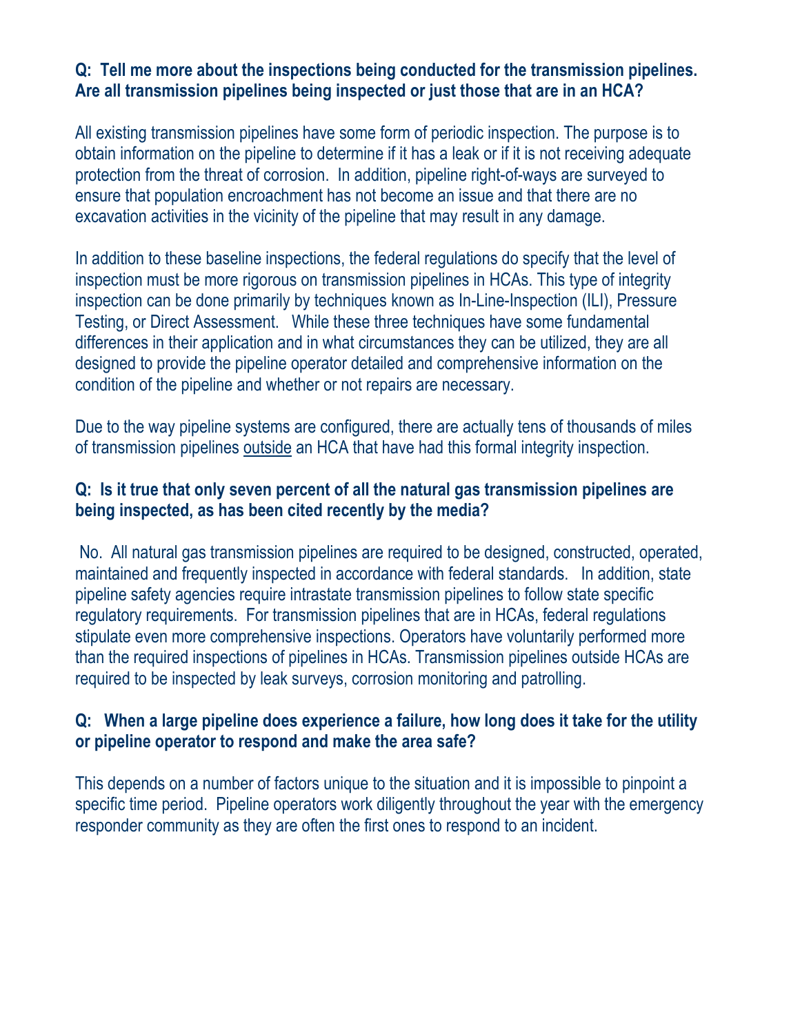**Q: Tell me more about the inspections being conducted for the transmission pipelines. Are all transmission pipelines being inspected or just those that are in an HCA?**

All existing transmission pipelines have some form of periodic inspection. The purpose is to obtain information on the pipeline to determine if it has a leak or if it is not receiving adequate protection from the threat of corrosion. In addition, pipeline right-of-ways are surveyed to ensure that population encroachment has not become an issue and that there are no excavation activities in the vicinity of the pipeline that may result in any damage.

In addition to these baseline inspections, the federal regulations do specify that the level of inspection must be more rigorous on transmission pipelines in HCAs. This type of integrity inspection can be done primarily by techniques known as In-Line-Inspection (ILI), Pressure Testing, or Direct Assessment. While these three techniques have some fundamental differences in their application and in what circumstances they can be utilized, they are all designed to provide the pipeline operator detailed and comprehensive information on the condition of the pipeline and whether or not repairs are necessary.

Due to the way pipeline systems are configured, there are actually tens of thousands of miles of transmission pipelines <u>outside</u> an HCA that have had this formal integrity inspection.

**Q: Is it true that only seven percent of all the natural gas transmission pipelines are being inspected, as has been cited recently by the media?**

No. All natural gas transmission pipelines are required to be designed, constructed, operated, maintained and frequently inspected in accordance with federal standards. In addition, state pipeline safety agencies require intrastate transmission pipelines to follow state specific regulatory requirements. For transmission pipelines that are in HCAs, federal regulations stipulate even more comprehensive inspections. Operators have voluntarily performed more than the required inspections of pipelines in HCAs. Transmission pipelines outside HCAs are required to be inspected by leak surveys, corrosion monitoring and patrolling.

**Q: When a large pipeline does experience a failure, how long does it take for the utility or pipeline operator to respond and make the area safe?**

This depends on a number of factors unique to the situation and it is impossible to pinpoint a specific time period. Pipeline operators work diligently throughout the year with the emergency responder community as they are often the first ones to respond to an incident.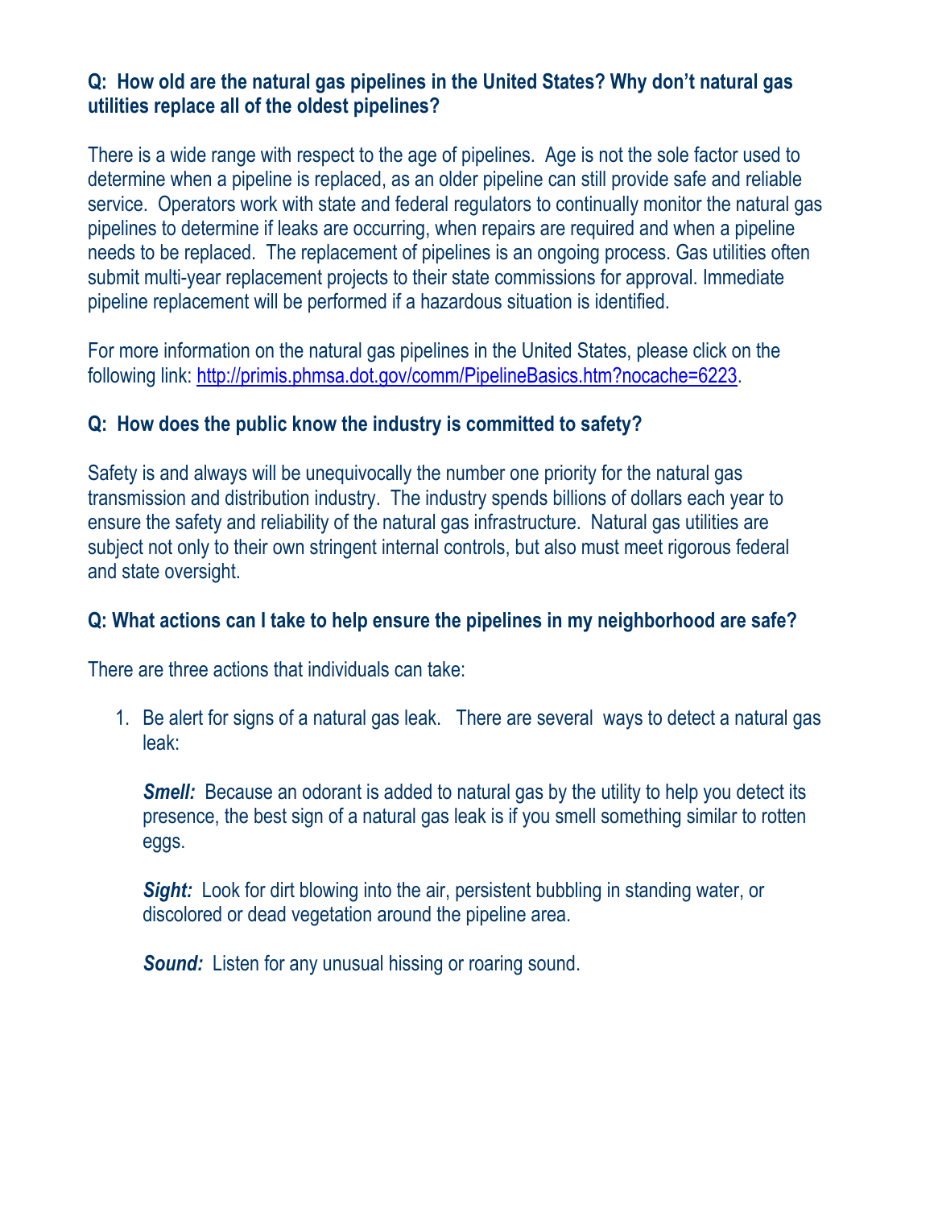**Q: How old are the natural gas pipelines in the United States? Why don't natural gas utilities replace all of the oldest pipelines?**

There is a wide range with respect to the age of pipelines. Age is not the sole factor used to determine when a pipeline is replaced, as an older pipeline can still provide safe and reliable service. Operators work with state and federal regulators to continually monitor the natural gas pipelines to determine if leaks are occurring, when repairs are required and when a pipeline needs to be replaced. The replacement of pipelines is an ongoing process. Gas utilities often submit multi-year replacement projects to their state commissions for approval. Immediate pipeline replacement will be performed if a hazardous situation is identified.

For more information on the natural gas pipelines in the United States, please click on the following link: [http://primis.phmsa.dot.gov/comm/PipelineBasics.htm?nocache=6223](http://primis.phmsa.dot.gov/comm/PipelineBasics.htm?nocache=6223).

**Q: How does the public know the industry is committed to safety?**

Safety is and always will be unequivocally the number one priority for the natural gas transmission and distribution industry. The industry spends billions of dollars each year to ensure the safety and reliability of the natural gas infrastructure. Natural gas utilities are subject not only to their own stringent internal controls, but also must meet rigorous federal and state oversight.

**Q: What actions can I take to help ensure the pipelines in my neighborhood are safe?**

There are three actions that individuals can take:

1. Be alert for signs of a natural gas leak. There are several ways to detect a natural gas leak:

   ***Smell:*** Because an odorant is added to natural gas by the utility to help you detect its presence, the best sign of a natural gas leak is if you smell something similar to rotten eggs.

   ***Sight:*** Look for dirt blowing into the air, persistent bubbling in standing water, or discolored or dead vegetation around the pipeline area.

   ***Sound:*** Listen for any unusual hissing or roaring sound.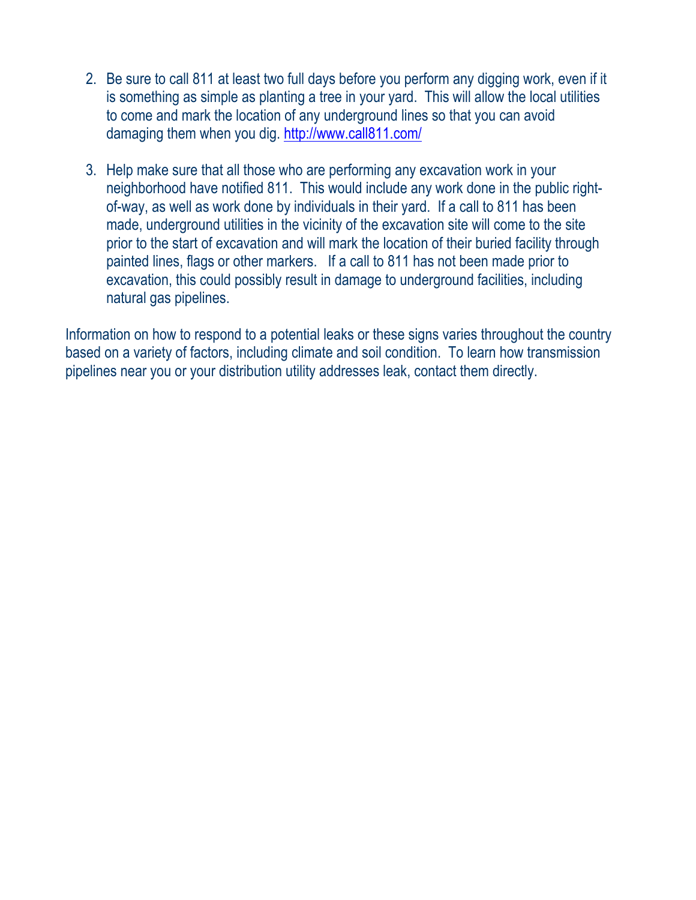2. Be sure to call 811 at least two full days before you perform any digging work, even if it is something as simple as planting a tree in your yard. This will allow the local utilities to come and mark the location of any underground lines so that you can avoid damaging them when you dig. http://www.call811.com/

3. Help make sure that all those who are performing any excavation work in your neighborhood have notified 811. This would include any work done in the public right-of-way, as well as work done by individuals in their yard. If a call to 811 has been made, underground utilities in the vicinity of the excavation site will come to the site prior to the start of excavation and will mark the location of their buried facility through painted lines, flags or other markers. If a call to 811 has not been made prior to excavation, this could possibly result in damage to underground facilities, including natural gas pipelines.

Information on how to respond to a potential leaks or these signs varies throughout the country based on a variety of factors, including climate and soil condition. To learn how transmission pipelines near you or your distribution utility addresses leak, contact them directly.